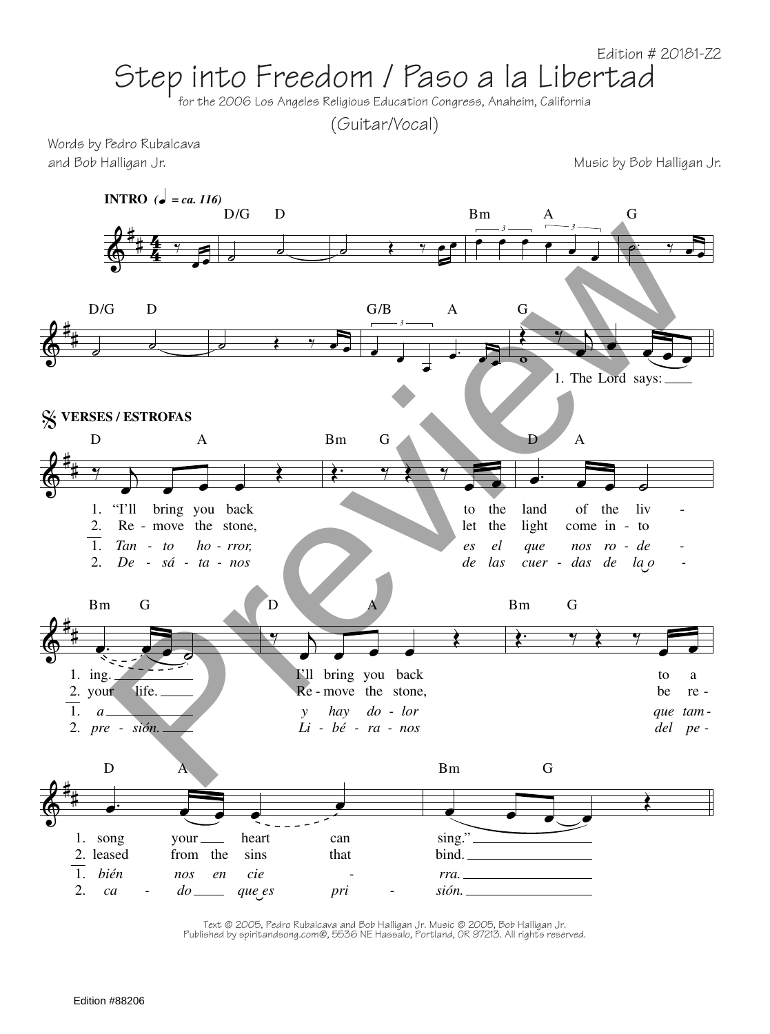Edition # 20181-Z2

# Step into Freedom / Paso a la Libertad

for the 2006 Los Angeles Religious Education Congress, Anaheim, California

(Guitar/Vocal)

Words by Pedro Rubalcava
and Bob Halligan Jr.

Music by Bob Halligan Jr.

**INTRO** (♩ = ca. 116)

D/G D Bm A G

D/G D G/B A G

1. The Lord says:

**VERSES / ESTROFAS**

D A Bm G D A

1. "I'll bring you back to the land of the liv -
2. Re - move the stone, let the light come in - to
1. *Tan - to ho - rror, es el que nos ro - de -*
2. *De - sá - ta - nos de las cuer - das de la o -*

Bm G D A Bm G

1. ing. I'll bring you back to a
2. your life. Re - move the stone, be re -
1. *a y hay do - lor que tam -*
2. *pre - sión. Li - bé - ra - nos del pe -*

D A Bm G

1. song your heart can sing."
2. leased from the sins that bind.
1. *bién nos en cie - rra.*
2. *ca - do que es pri - sión.*

Text © 2005, Pedro Rubalcava and Bob Halligan Jr. Music © 2005, Bob Halligan Jr.
Published by spiritandsong.com®, 5536 NE Hassalo, Portland, OR 97213. All rights reserved.

Edition #88206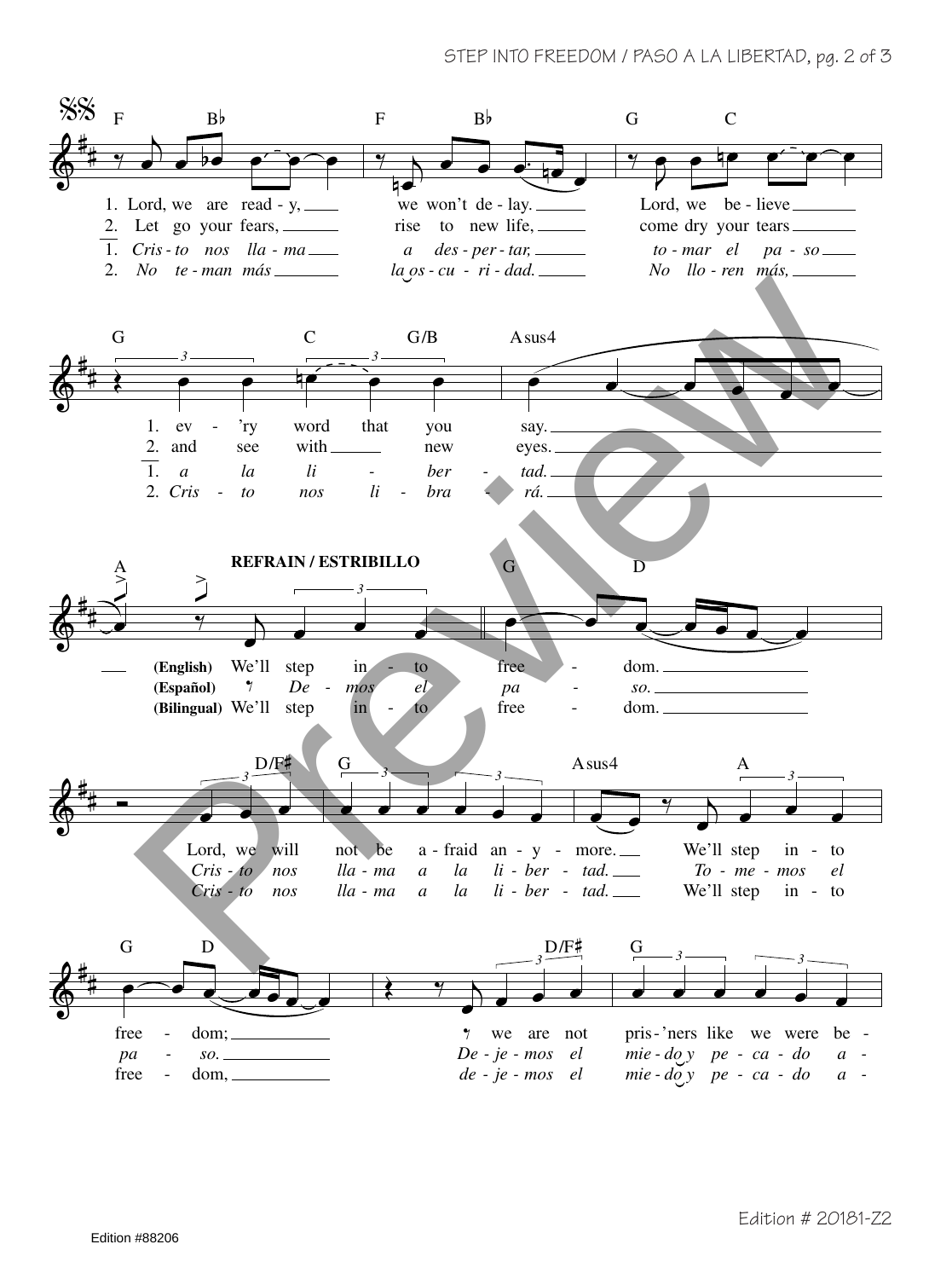𝄋𝄋

F Bb F Bb G C

1. Lord, we are read - y, we won't de - lay. Lord, we be - lieve
2. Let go your fears, rise to new life, come dry your tears
1. *Cris - to nos lla - ma a des - per - tar, to - mar el pa - so*
2. *No te - man más la os - cu - ri - dad. No llo - ren más,*

G C G/B Asus4

1. ev - 'ry word that you say.
2. and see with new eyes.
1. *a la li - ber - tad.*
2. *Cris - to nos li - bra - rá.*

**REFRAIN / ESTRIBILLO**

A G D

**(English)** We'll step in - to free - dom.
**(Español)** *De - mos el pa - so.*
**(Bilingual)** We'll step in - to free - dom.

D/F# G Asus4 A

Lord, we will not be a - fraid an - y - more. We'll step in - to
*Cris - to nos lla - ma a la li - ber - tad. To - me - mos el*
*Cris - to nos lla - ma a la li - ber - tad.* We'll step in - to

G D D/F# G

free - dom; we are not pris - 'ners like we were be -
*pa - so. De - je - mos el mie - do y pe - ca - do a -*
free - dom, *de - je - mos el mie - do y pe - ca - do a -*

Edition #88206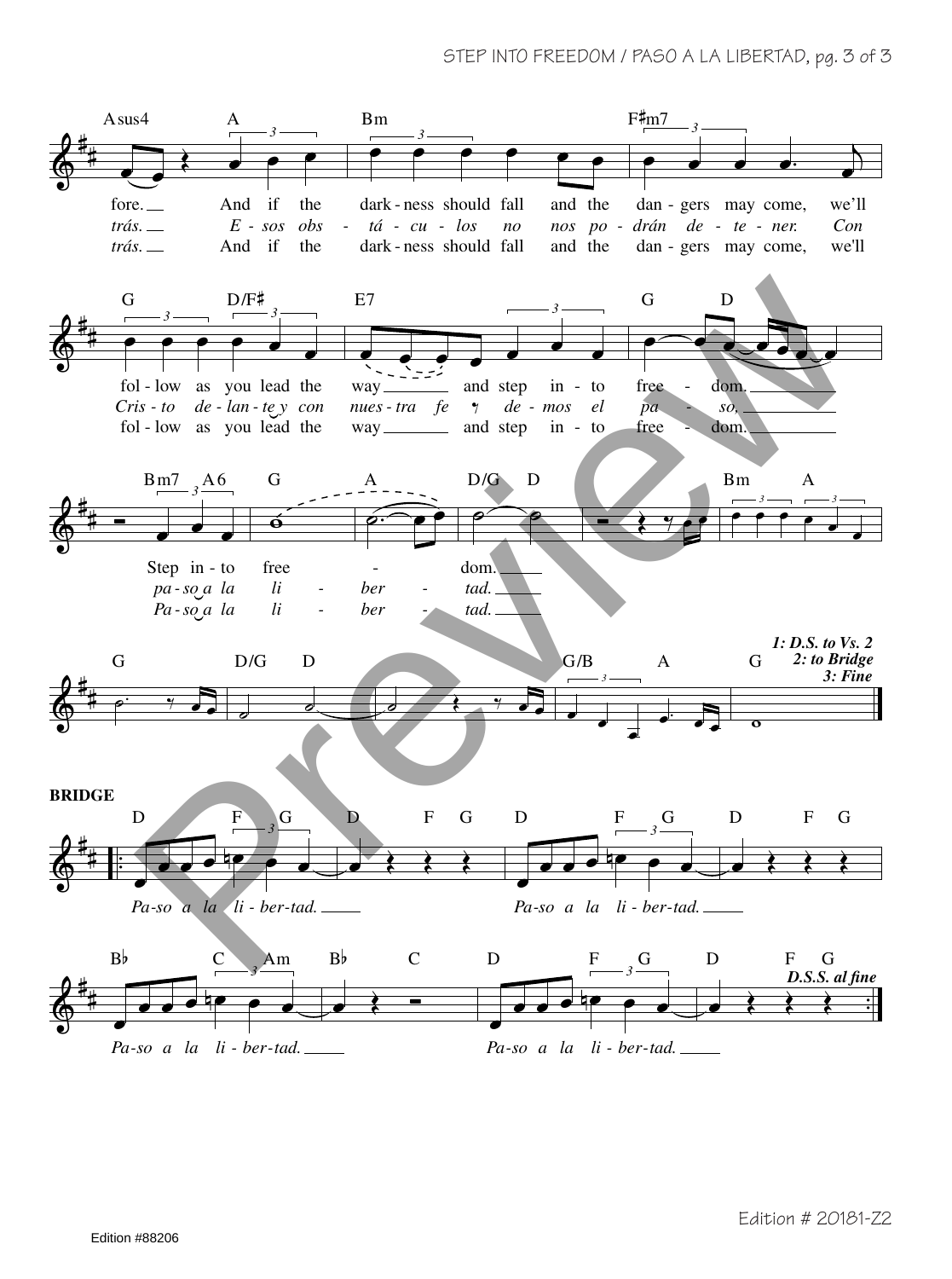fore. And if the dark-ness should fall and the dan-gers may come, we'll fol-low as you lead the way and step in-to free-dom.

*trás. E-sos obs-tá-cu-los no nos po-drán de-te-ner. Con Cris-to de-lan-te y con nues-tra fe de-mos el pa-so,*

*trás.* And if the dark-ness should fall and the dan-gers may come, we'll fol-low as you lead the way and step in-to free-dom.

Step in-to free-dom.

*pa-so a la li-ber-tad.*

*Pa-so a la li-ber-tad.*

***1: D.S. to Vs. 2***
***2: to Bridge***
***3: Fine***

**BRIDGE**

*Pa-so a la li-ber-tad. Pa-so a la li-ber-tad.*

*Pa-so a la li-ber-tad. Pa-so a la li-ber-tad.*

***D.S.S. al fine***